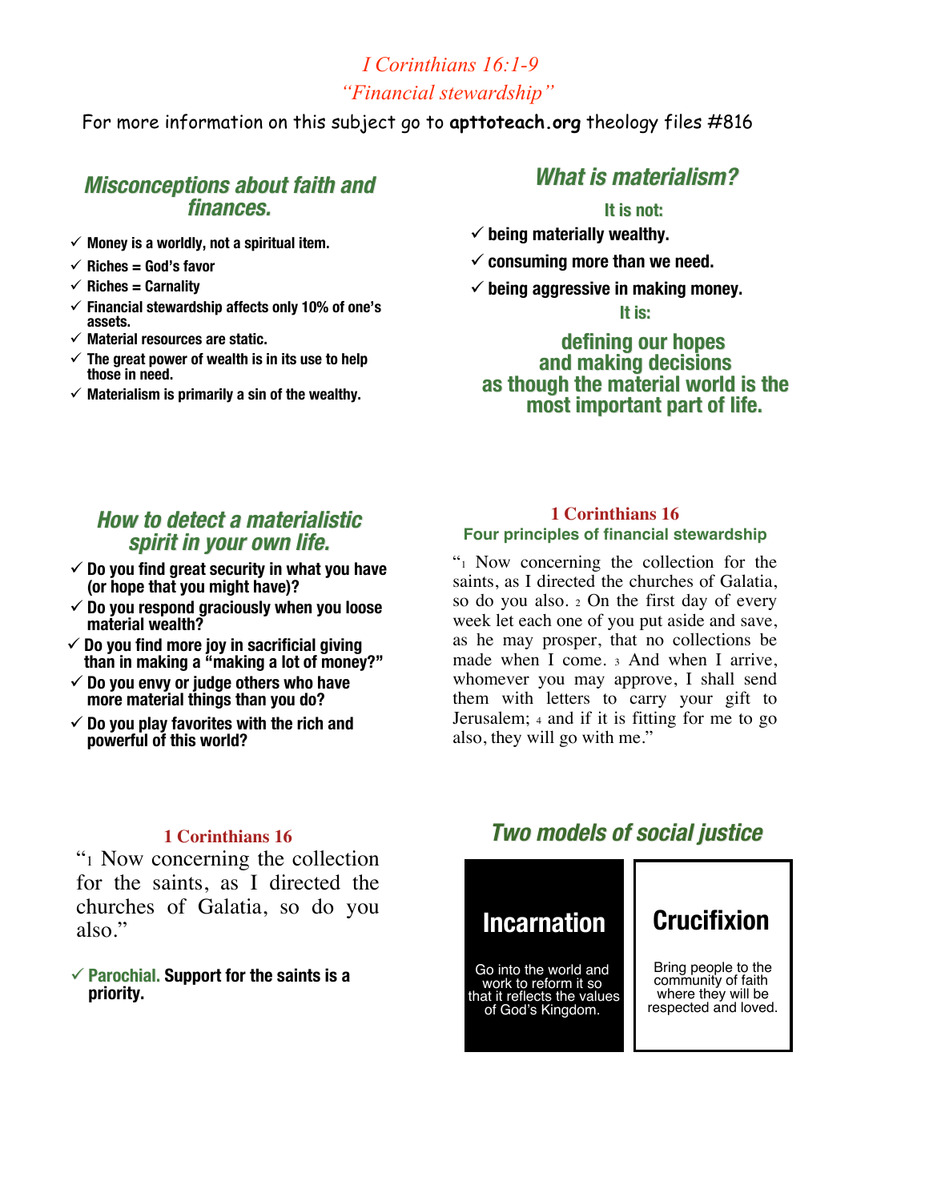# *I Corinthians 16:1-9*

## *"Financial stewardship"*

For more information on this subject go to **apttoteach.org** theology files #816

## *Misconceptions about faith and finances.*

- ✓ **Money is a worldly, not a spiritual item.**
- ✓ **Riches = God's favor**
- ✓ **Riches = Carnality**
- ✓ **Financial stewardship affects only 10% of one's assets.**
- ✓ **Material resources are static.**
- ✓ **The great power of wealth is in its use to help those in need.**
- ✓ **Materialism is primarily a sin of the wealthy.**

## *What is materialism?*

**It is not:**

- ✓ **being materially wealthy.**
- ✓ **consuming more than we need.**
- ✓ **being aggressive in making money.**

**It is:**

**defining our hopes and making decisions as though the material world is the most important part of life.**

## *How to detect a materialistic spirit in your own life.*

- ✓ **Do you find great security in what you have (or hope that you might have)?**
- ✓ **Do you respond graciously when you loose material wealth?**
- ✓ **Do you find more joy in sacrificial giving than in making a "making a lot of money?"**
- ✓ **Do you envy or judge others who have more material things than you do?**
- ✓ **Do you play favorites with the rich and powerful of this world?**

### 1 Corinthians 16

**Four principles of financial stewardship**

"1 Now concerning the collection for the saints, as I directed the churches of Galatia, so do you also. 2 On the first day of every week let each one of you put aside and save, as he may prosper, that no collections be made when I come. 3 And when I arrive, whomever you may approve, I shall send them with letters to carry your gift to Jerusalem; 4 and if it is fitting for me to go also, they will go with me."

### 1 Corinthians 16

"1 Now concerning the collection for the saints, as I directed the churches of Galatia, so do you also."

- ✓ **Parochial. Support for the saints is a priority.**

## *Two models of social justice*

| Incarnation | Crucifixion |
| --- | --- |
| Go into the world and work to reform it so that it reflects the values of God's Kingdom. | Bring people to the community of faith where they will be respected and loved. |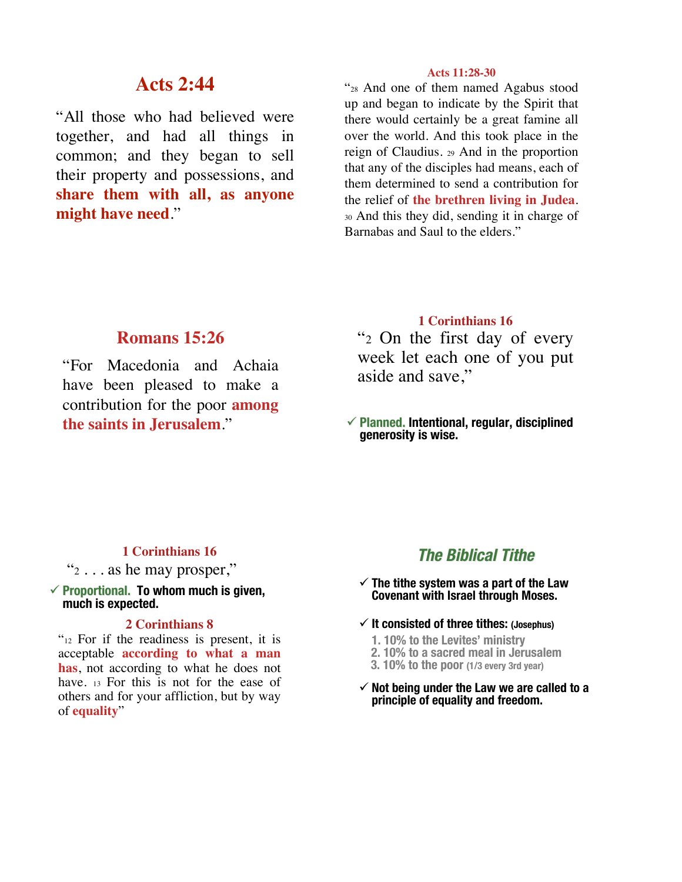## Acts 2:44

"All those who had believed were together, and had all things in common; and they began to sell their property and possessions, and **share them with all, as anyone might have need**."

### Acts 11:28-30

"28 And one of them named Agabus stood up and began to indicate by the Spirit that there would certainly be a great famine all over the world. And this took place in the reign of Claudius. 29 And in the proportion that any of the disciples had means, each of them determined to send a contribution for the relief of **the brethren living in Judea**. 30 And this they did, sending it in charge of Barnabas and Saul to the elders."

## Romans 15:26

"For Macedonia and Achaia have been pleased to make a contribution for the poor **among the saints in Jerusalem**."

### 1 Corinthians 16

"2 On the first day of every week let each one of you put aside and save,"

✓ **Planned. Intentional, regular, disciplined generosity is wise.**

### 1 Corinthians 16

"2 . . . as he may prosper,"

✓ **Proportional. To whom much is given, much is expected.**

### 2 Corinthians 8

"12 For if the readiness is present, it is acceptable **according to what a man has**, not according to what he does not have. 13 For this is not for the ease of others and for your affliction, but by way of **equality**"

## *The Biblical Tithe*

✓ **The tithe system was a part of the Law Covenant with Israel through Moses.**

✓ **It consisted of three tithes: (Josephus)**

1. 10% to the Levites' ministry
2. 10% to a sacred meal in Jerusalem
3. 10% to the poor (1/3 every 3rd year)

✓ **Not being under the Law we are called to a principle of equality and freedom.**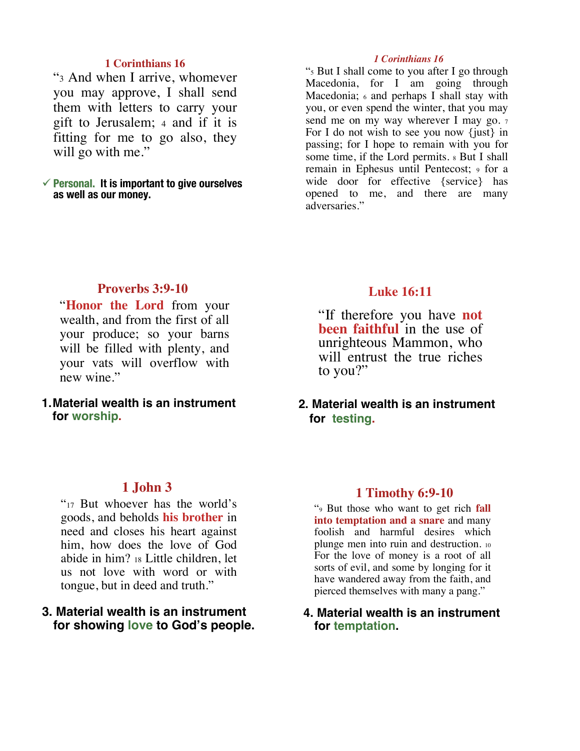### 1 Corinthians 16

"3 And when I arrive, whomever you may approve, I shall send them with letters to carry your gift to Jerusalem; 4 and if it is fitting for me to go also, they will go with me."

✓ **Personal. It is important to give ourselves as well as our money.**

### *1 Corinthians 16*

"5 But I shall come to you after I go through Macedonia, for I am going through Macedonia; 6 and perhaps I shall stay with you, or even spend the winter, that you may send me on my way wherever I may go. 7 For I do not wish to see you now {just} in passing; for I hope to remain with you for some time, if the Lord permits. 8 But I shall remain in Ephesus until Pentecost; 9 for a wide door for effective {service} has opened to me, and there are many adversaries."

### Proverbs 3:9-10

"**Honor the Lord** from your wealth, and from the first of all your produce; so your barns will be filled with plenty, and your vats will overflow with new wine."

**1. Material wealth is an instrument for worship.**

### Luke 16:11

"If therefore you have **not been faithful** in the use of unrighteous Mammon, who will entrust the true riches to you?"

**2. Material wealth is an instrument for testing.**

### 1 John 3

"17 But whoever has the world's goods, and beholds **his brother** in need and closes his heart against him, how does the love of God abide in him? 18 Little children, let us not love with word or with tongue, but in deed and truth."

**3. Material wealth is an instrument for showing love to God's people.**

### 1 Timothy 6:9-10

"9 But those who want to get rich **fall into temptation and a snare** and many foolish and harmful desires which plunge men into ruin and destruction. 10 For the love of money is a root of all sorts of evil, and some by longing for it have wandered away from the faith, and pierced themselves with many a pang."

**4. Material wealth is an instrument for temptation.**